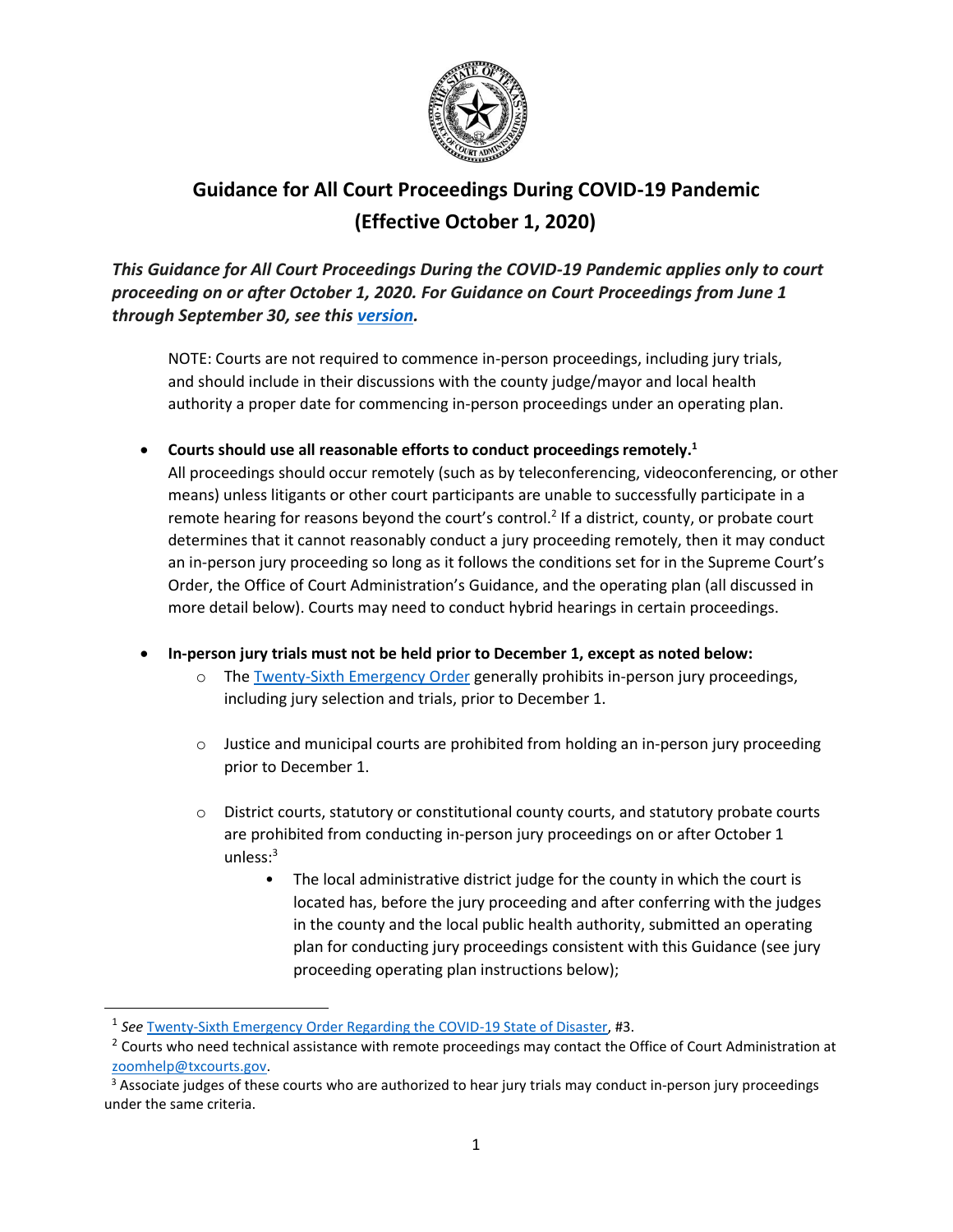# Guidance for All Court Proceedings During COVID-19 Pandemic (Effective October 1, 2020)

***This Guidance for All Court Proceedings During the COVID-19 Pandemic applies only to court proceeding on or after October 1, 2020. For Guidance on Court Proceedings from June 1 through September 30, see this version.***

NOTE: Courts are not required to commence in-person proceedings, including jury trials, and should include in their discussions with the county judge/mayor and local health authority a proper date for commencing in-person proceedings under an operating plan.

- **Courts should use all reasonable efforts to conduct proceedings remotely.**[1]
  All proceedings should occur remotely (such as by teleconferencing, videoconferencing, or other means) unless litigants or other court participants are unable to successfully participate in a remote hearing for reasons beyond the court's control.[2] If a district, county, or probate court determines that it cannot reasonably conduct a jury proceeding remotely, then it may conduct an in-person jury proceeding so long as it follows the conditions set for in the Supreme Court's Order, the Office of Court Administration's Guidance, and the operating plan (all discussed in more detail below). Courts may need to conduct hybrid hearings in certain proceedings.

- **In-person jury trials must not be held prior to December 1, except as noted below:**
  - The Twenty-Sixth Emergency Order generally prohibits in-person jury proceedings, including jury selection and trials, prior to December 1.
  - Justice and municipal courts are prohibited from holding an in-person jury proceeding prior to December 1.
  - District courts, statutory or constitutional county courts, and statutory probate courts are prohibited from conducting in-person jury proceedings on or after October 1 unless:[3]
    - The local administrative district judge for the county in which the court is located has, before the jury proceeding and after conferring with the judges in the county and the local public health authority, submitted an operating plan for conducting jury proceedings consistent with this Guidance (see jury proceeding operating plan instructions below);

---

[1] *See* Twenty-Sixth Emergency Order Regarding the COVID-19 State of Disaster, #3.

[2] Courts who need technical assistance with remote proceedings may contact the Office of Court Administration at zoomhelp@txcourts.gov.

[3] Associate judges of these courts who are authorized to hear jury trials may conduct in-person jury proceedings under the same criteria.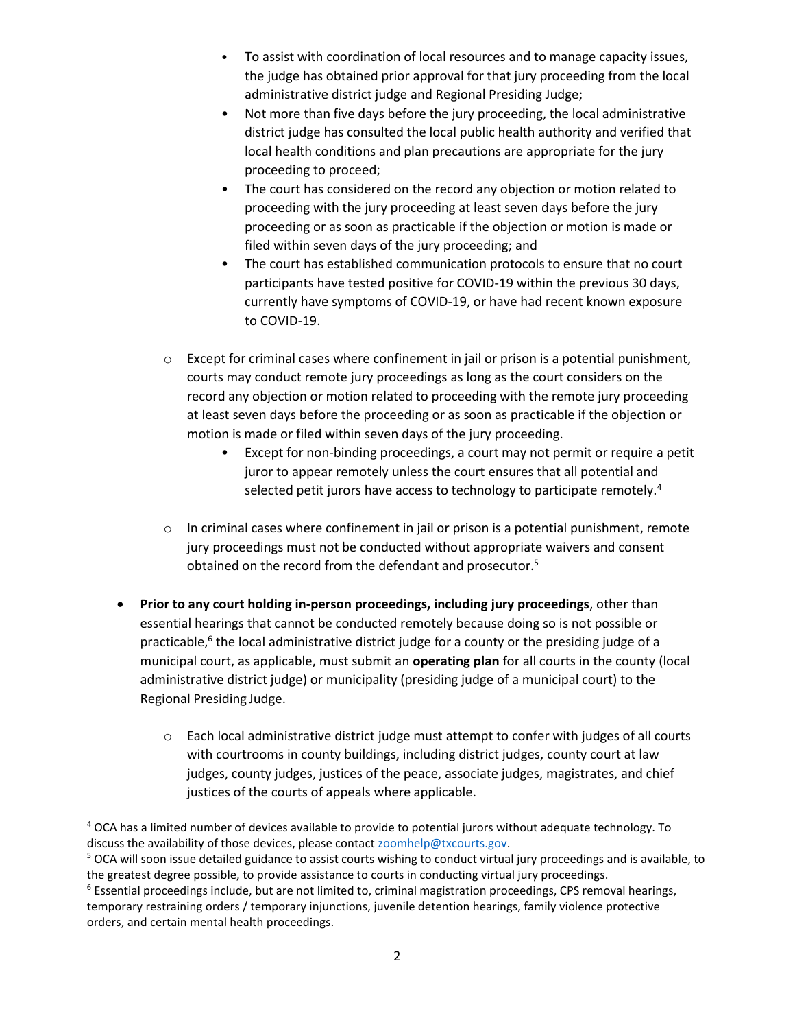- To assist with coordination of local resources and to manage capacity issues, the judge has obtained prior approval for that jury proceeding from the local administrative district judge and Regional Presiding Judge;
    - Not more than five days before the jury proceeding, the local administrative district judge has consulted the local public health authority and verified that local health conditions and plan precautions are appropriate for the jury proceeding to proceed;
    - The court has considered on the record any objection or motion related to proceeding with the jury proceeding at least seven days before the jury proceeding or as soon as practicable if the objection or motion is made or filed within seven days of the jury proceeding; and
    - The court has established communication protocols to ensure that no court participants have tested positive for COVID-19 within the previous 30 days, currently have symptoms of COVID-19, or have had recent known exposure to COVID-19.

  - Except for criminal cases where confinement in jail or prison is a potential punishment, courts may conduct remote jury proceedings as long as the court considers on the record any objection or motion related to proceeding with the remote jury proceeding at least seven days before the proceeding or as soon as practicable if the objection or motion is made or filed within seven days of the jury proceeding.
    - Except for non-binding proceedings, a court may not permit or require a petit juror to appear remotely unless the court ensures that all potential and selected petit jurors have access to technology to participate remotely.[4]

  - In criminal cases where confinement in jail or prison is a potential punishment, remote jury proceedings must not be conducted without appropriate waivers and consent obtained on the record from the defendant and prosecutor.[5]

- **Prior to any court holding in-person proceedings, including jury proceedings**, other than essential hearings that cannot be conducted remotely because doing so is not possible or practicable,[6] the local administrative district judge for a county or the presiding judge of a municipal court, as applicable, must submit an **operating plan** for all courts in the county (local administrative district judge) or municipality (presiding judge of a municipal court) to the Regional Presiding Judge.

  - Each local administrative district judge must attempt to confer with judges of all courts with courtrooms in county buildings, including district judges, county court at law judges, county judges, justices of the peace, associate judges, magistrates, and chief justices of the courts of appeals where applicable.

---

[4] OCA has a limited number of devices available to provide to potential jurors without adequate technology. To discuss the availability of those devices, please contact zoomhelp@txcourts.gov.

[5] OCA will soon issue detailed guidance to assist courts wishing to conduct virtual jury proceedings and is available, to the greatest degree possible, to provide assistance to courts in conducting virtual jury proceedings.

[6] Essential proceedings include, but are not limited to, criminal magistration proceedings, CPS removal hearings, temporary restraining orders / temporary injunctions, juvenile detention hearings, family violence protective orders, and certain mental health proceedings.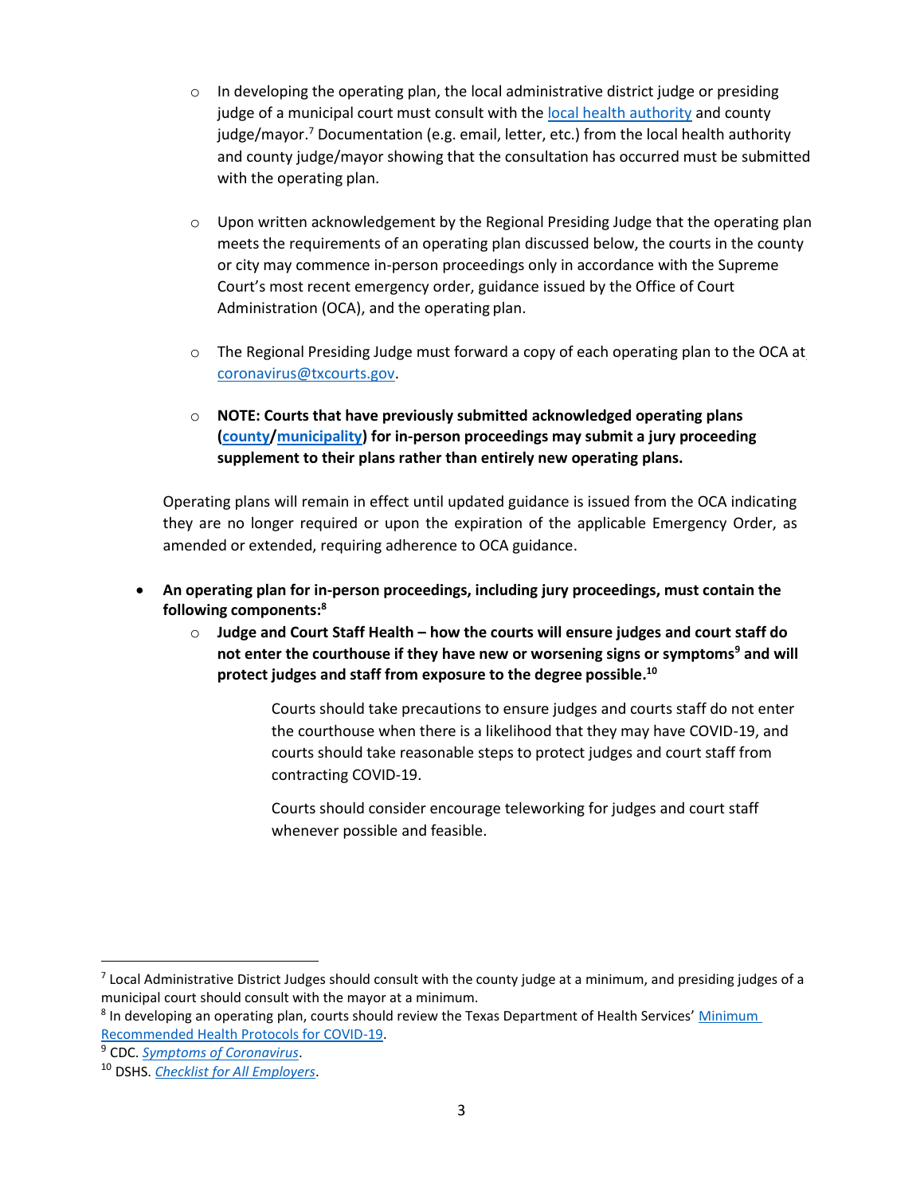- In developing the operating plan, the local administrative district judge or presiding judge of a municipal court must consult with the local health authority and county judge/mayor.[7] Documentation (e.g. email, letter, etc.) from the local health authority and county judge/mayor showing that the consultation has occurred must be submitted with the operating plan.

- Upon written acknowledgement by the Regional Presiding Judge that the operating plan meets the requirements of an operating plan discussed below, the courts in the county or city may commence in-person proceedings only in accordance with the Supreme Court's most recent emergency order, guidance issued by the Office of Court Administration (OCA), and the operating plan.

- The Regional Presiding Judge must forward a copy of each operating plan to the OCA at coronavirus@txcourts.gov.

- **NOTE: Courts that have previously submitted acknowledged operating plans (county/municipality) for in-person proceedings may submit a jury proceeding supplement to their plans rather than entirely new operating plans.**

Operating plans will remain in effect until updated guidance is issued from the OCA indicating they are no longer required or upon the expiration of the applicable Emergency Order, as amended or extended, requiring adherence to OCA guidance.

- **An operating plan for in-person proceedings, including jury proceedings, must contain the following components:[8]**
  - **Judge and Court Staff Health – how the courts will ensure judges and court staff do not enter the courthouse if they have new or worsening signs or symptoms[9] and will protect judges and staff from exposure to the degree possible.[10]**

    Courts should take precautions to ensure judges and courts staff do not enter the courthouse when there is a likelihood that they may have COVID-19, and courts should take reasonable steps to protect judges and court staff from contracting COVID-19.

    Courts should consider encourage teleworking for judges and court staff whenever possible and feasible.

---

[7] Local Administrative District Judges should consult with the county judge at a minimum, and presiding judges of a municipal court should consult with the mayor at a minimum.

[8] In developing an operating plan, courts should review the Texas Department of Health Services' Minimum Recommended Health Protocols for COVID-19.

[9] CDC. *Symptoms of Coronavirus*.

[10] DSHS. *Checklist for All Employers*.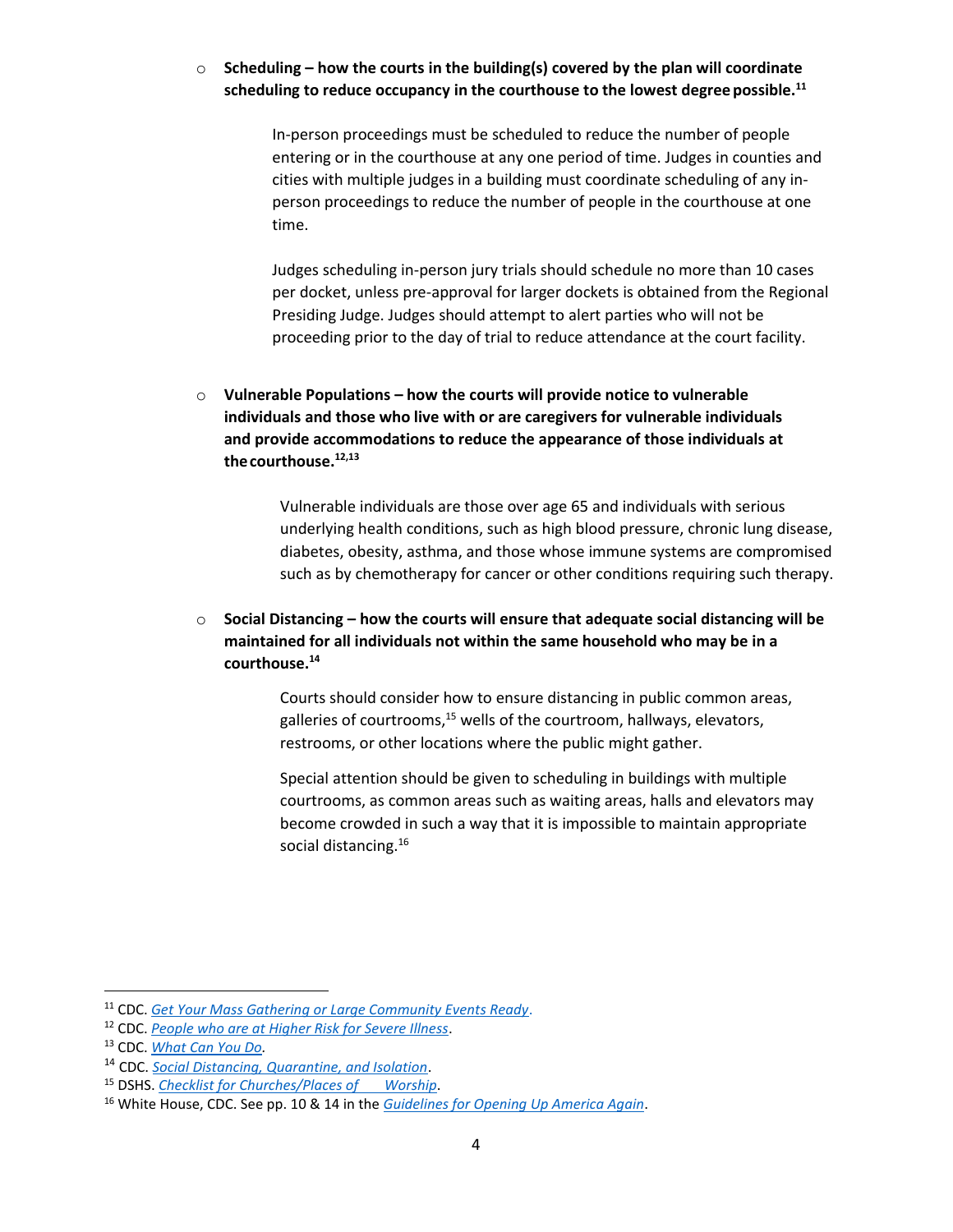- **Scheduling – how the courts in the building(s) covered by the plan will coordinate scheduling to reduce occupancy in the courthouse to the lowest degree possible.**[11]

  In-person proceedings must be scheduled to reduce the number of people entering or in the courthouse at any one period of time. Judges in counties and cities with multiple judges in a building must coordinate scheduling of any in-person proceedings to reduce the number of people in the courthouse at one time.

  Judges scheduling in-person jury trials should schedule no more than 10 cases per docket, unless pre-approval for larger dockets is obtained from the Regional Presiding Judge. Judges should attempt to alert parties who will not be proceeding prior to the day of trial to reduce attendance at the court facility.

- **Vulnerable Populations – how the courts will provide notice to vulnerable individuals and those who live with or are caregivers for vulnerable individuals and provide accommodations to reduce the appearance of those individuals at the courthouse.**[12,13]

  Vulnerable individuals are those over age 65 and individuals with serious underlying health conditions, such as high blood pressure, chronic lung disease, diabetes, obesity, asthma, and those whose immune systems are compromised such as by chemotherapy for cancer or other conditions requiring such therapy.

- **Social Distancing – how the courts will ensure that adequate social distancing will be maintained for all individuals not within the same household who may be in a courthouse.**[14]

  Courts should consider how to ensure distancing in public common areas, galleries of courtrooms,[15] wells of the courtroom, hallways, elevators, restrooms, or other locations where the public might gather.

  Special attention should be given to scheduling in buildings with multiple courtrooms, as common areas such as waiting areas, halls and elevators may become crowded in such a way that it is impossible to maintain appropriate social distancing.[16]

---

[11] CDC. *Get Your Mass Gathering or Large Community Events Ready*.
[12] CDC. *People who are at Higher Risk for Severe Illness*.
[13] CDC. *What Can You Do*.
[14] CDC. *Social Distancing, Quarantine, and Isolation*.
[15] DSHS. *Checklist for Churches/Places of Worship*.
[16] White House, CDC. See pp. 10 & 14 in the *Guidelines for Opening Up America Again*.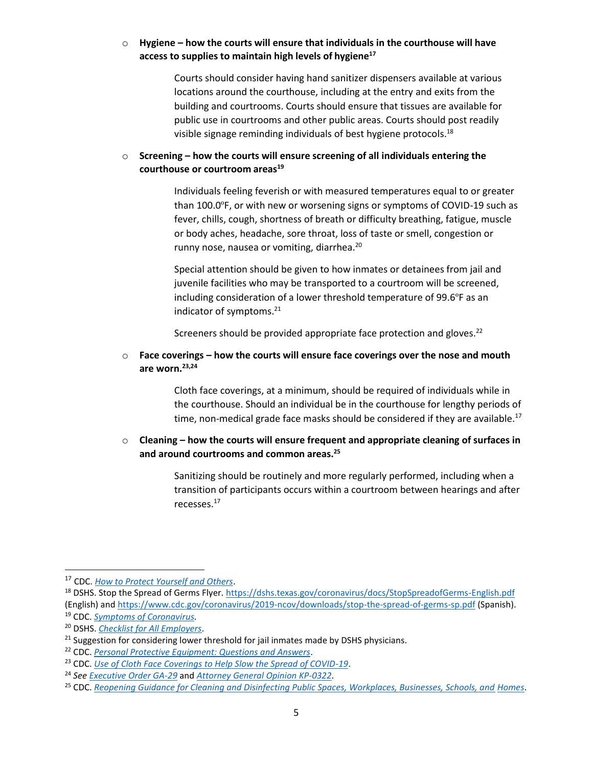- **Hygiene – how the courts will ensure that individuals in the courthouse will have access to supplies to maintain high levels of hygiene**[17]

  Courts should consider having hand sanitizer dispensers available at various locations around the courthouse, including at the entry and exits from the building and courtrooms. Courts should ensure that tissues are available for public use in courtrooms and other public areas. Courts should post readily visible signage reminding individuals of best hygiene protocols.[18]

- **Screening – how the courts will ensure screening of all individuals entering the courthouse or courtroom areas**[19]

  Individuals feeling feverish or with measured temperatures equal to or greater than 100.0°F, or with new or worsening signs or symptoms of COVID-19 such as fever, chills, cough, shortness of breath or difficulty breathing, fatigue, muscle or body aches, headache, sore throat, loss of taste or smell, congestion or runny nose, nausea or vomiting, diarrhea.[20]

  Special attention should be given to how inmates or detainees from jail and juvenile facilities who may be transported to a courtroom will be screened, including consideration of a lower threshold temperature of 99.6°F as an indicator of symptoms.[21]

  Screeners should be provided appropriate face protection and gloves.[22]

- **Face coverings – how the courts will ensure face coverings over the nose and mouth are worn.**[23,24]

  Cloth face coverings, at a minimum, should be required of individuals while in the courthouse. Should an individual be in the courthouse for lengthy periods of time, non-medical grade face masks should be considered if they are available.[17]

- **Cleaning – how the courts will ensure frequent and appropriate cleaning of surfaces in and around courtrooms and common areas.**[25]

  Sanitizing should be routinely and more regularly performed, including when a transition of participants occurs within a courtroom between hearings and after recesses.[17]

---

[17] CDC. *How to Protect Yourself and Others*.

[18] DSHS. Stop the Spread of Germs Flyer. https://dshs.texas.gov/coronavirus/docs/StopSpreadofGerms-English.pdf (English) and https://www.cdc.gov/coronavirus/2019-ncov/downloads/stop-the-spread-of-germs-sp.pdf (Spanish).

[19] CDC. *Symptoms of Coronavirus*.

[20] DSHS. *Checklist for All Employers*.

[21] Suggestion for considering lower threshold for jail inmates made by DSHS physicians.

[22] CDC. *Personal Protective Equipment: Questions and Answers*.

[23] CDC. *Use of Cloth Face Coverings to Help Slow the Spread of COVID-19*.

[24] *See* *Executive Order GA-29* and *Attorney General Opinion KP-0322*.

[25] CDC. *Reopening Guidance for Cleaning and Disinfecting Public Spaces, Workplaces, Businesses, Schools, and Homes*.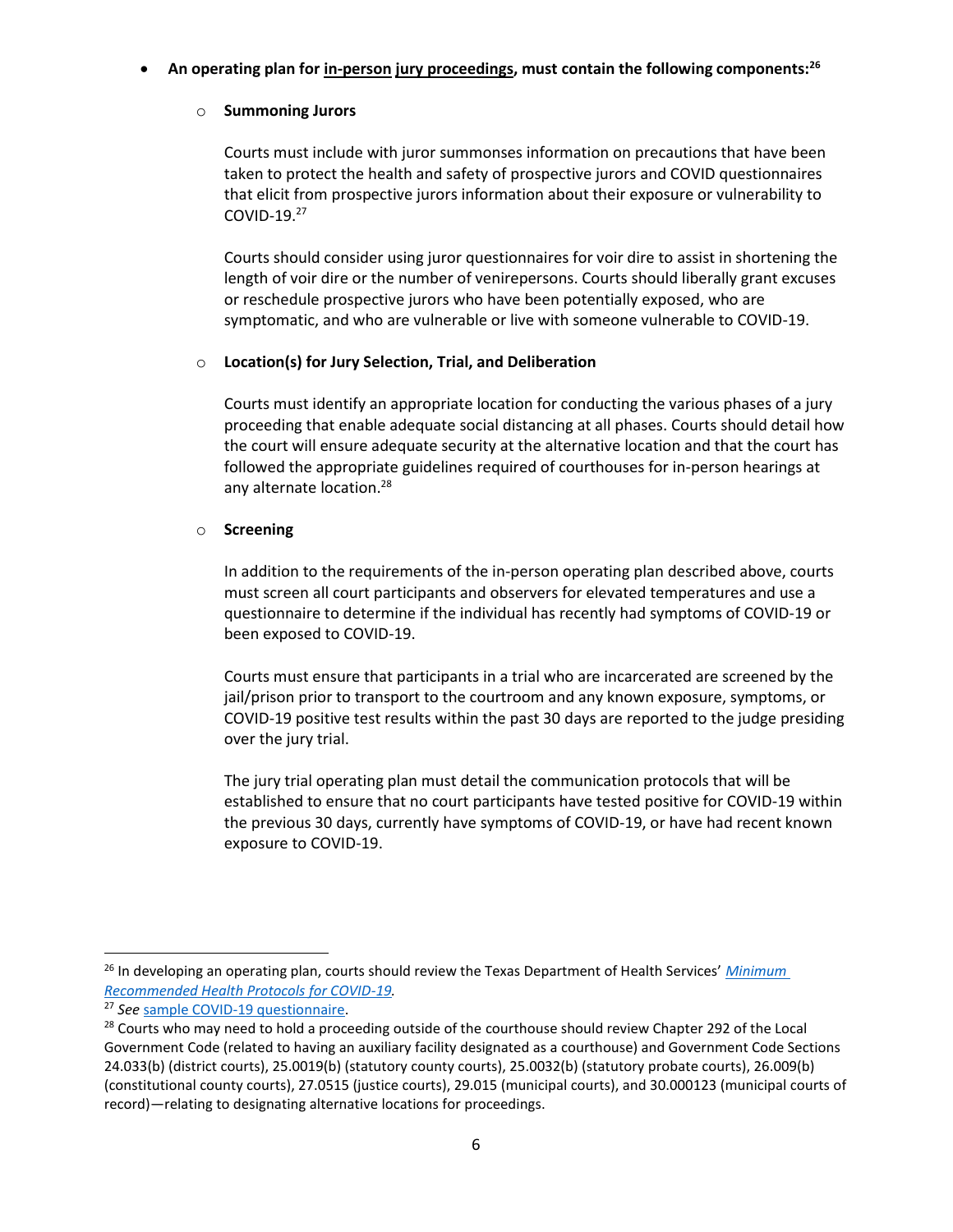- **An operating plan for <u>in-person</u> <u>jury proceedings</u>, must contain the following components:**[26]

  - **Summoning Jurors**

    Courts must include with juror summonses information on precautions that have been taken to protect the health and safety of prospective jurors and COVID questionnaires that elicit from prospective jurors information about their exposure or vulnerability to COVID-19.[27]

    Courts should consider using juror questionnaires for voir dire to assist in shortening the length of voir dire or the number of venirepersons. Courts should liberally grant excuses or reschedule prospective jurors who have been potentially exposed, who are symptomatic, and who are vulnerable or live with someone vulnerable to COVID-19.

  - **Location(s) for Jury Selection, Trial, and Deliberation**

    Courts must identify an appropriate location for conducting the various phases of a jury proceeding that enable adequate social distancing at all phases. Courts should detail how the court will ensure adequate security at the alternative location and that the court has followed the appropriate guidelines required of courthouses for in-person hearings at any alternate location.[28]

  - **Screening**

    In addition to the requirements of the in-person operating plan described above, courts must screen all court participants and observers for elevated temperatures and use a questionnaire to determine if the individual has recently had symptoms of COVID-19 or been exposed to COVID-19.

    Courts must ensure that participants in a trial who are incarcerated are screened by the jail/prison prior to transport to the courtroom and any known exposure, symptoms, or COVID-19 positive test results within the past 30 days are reported to the judge presiding over the jury trial.

    The jury trial operating plan must detail the communication protocols that will be established to ensure that no court participants have tested positive for COVID-19 within the previous 30 days, currently have symptoms of COVID-19, or have had recent known exposure to COVID-19.

---

[26] In developing an operating plan, courts should review the Texas Department of Health Services' *Minimum Recommended Health Protocols for COVID-19*.

[27] *See* sample COVID-19 questionnaire.

[28] Courts who may need to hold a proceeding outside of the courthouse should review Chapter 292 of the Local Government Code (related to having an auxiliary facility designated as a courthouse) and Government Code Sections 24.033(b) (district courts), 25.0019(b) (statutory county courts), 25.0032(b) (statutory probate courts), 26.009(b) (constitutional county courts), 27.0515 (justice courts), 29.015 (municipal courts), and 30.000123 (municipal courts of record)—relating to designating alternative locations for proceedings.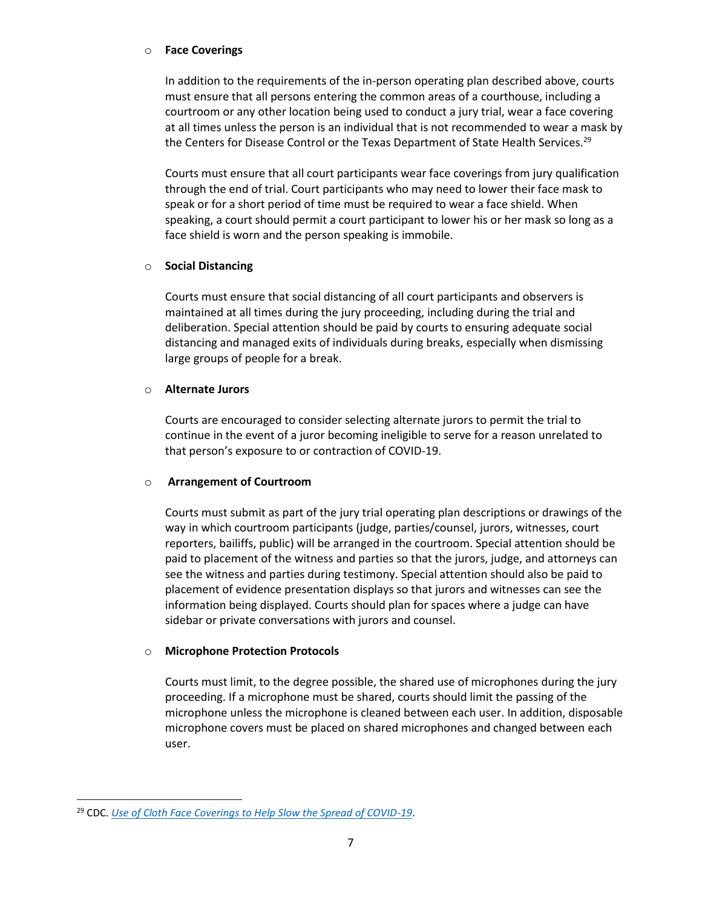- **Face Coverings**

  In addition to the requirements of the in-person operating plan described above, courts must ensure that all persons entering the common areas of a courthouse, including a courtroom or any other location being used to conduct a jury trial, wear a face covering at all times unless the person is an individual that is not recommended to wear a mask by the Centers for Disease Control or the Texas Department of State Health Services.[29]

  Courts must ensure that all court participants wear face coverings from jury qualification through the end of trial. Court participants who may need to lower their face mask to speak or for a short period of time must be required to wear a face shield. When speaking, a court should permit a court participant to lower his or her mask so long as a face shield is worn and the person speaking is immobile.

- **Social Distancing**

  Courts must ensure that social distancing of all court participants and observers is maintained at all times during the jury proceeding, including during the trial and deliberation. Special attention should be paid by courts to ensuring adequate social distancing and managed exits of individuals during breaks, especially when dismissing large groups of people for a break.

- **Alternate Jurors**

  Courts are encouraged to consider selecting alternate jurors to permit the trial to continue in the event of a juror becoming ineligible to serve for a reason unrelated to that person's exposure to or contraction of COVID-19.

- **Arrangement of Courtroom**

  Courts must submit as part of the jury trial operating plan descriptions or drawings of the way in which courtroom participants (judge, parties/counsel, jurors, witnesses, court reporters, bailiffs, public) will be arranged in the courtroom. Special attention should be paid to placement of the witness and parties so that the jurors, judge, and attorneys can see the witness and parties during testimony. Special attention should also be paid to placement of evidence presentation displays so that jurors and witnesses can see the information being displayed. Courts should plan for spaces where a judge can have sidebar or private conversations with jurors and counsel.

- **Microphone Protection Protocols**

  Courts must limit, to the degree possible, the shared use of microphones during the jury proceeding. If a microphone must be shared, courts should limit the passing of the microphone unless the microphone is cleaned between each user. In addition, disposable microphone covers must be placed on shared microphones and changed between each user.

---

[29] CDC. *Use of Cloth Face Coverings to Help Slow the Spread of COVID-19*.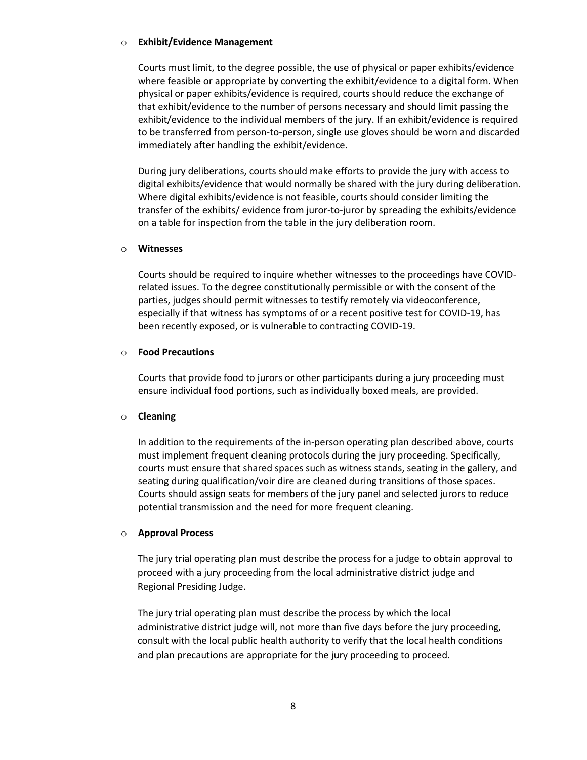- **Exhibit/Evidence Management**

  Courts must limit, to the degree possible, the use of physical or paper exhibits/evidence where feasible or appropriate by converting the exhibit/evidence to a digital form. When physical or paper exhibits/evidence is required, courts should reduce the exchange of that exhibit/evidence to the number of persons necessary and should limit passing the exhibit/evidence to the individual members of the jury. If an exhibit/evidence is required to be transferred from person-to-person, single use gloves should be worn and discarded immediately after handling the exhibit/evidence.

  During jury deliberations, courts should make efforts to provide the jury with access to digital exhibits/evidence that would normally be shared with the jury during deliberation. Where digital exhibits/evidence is not feasible, courts should consider limiting the transfer of the exhibits/ evidence from juror-to-juror by spreading the exhibits/evidence on a table for inspection from the table in the jury deliberation room.

- **Witnesses**

  Courts should be required to inquire whether witnesses to the proceedings have COVID-related issues. To the degree constitutionally permissible or with the consent of the parties, judges should permit witnesses to testify remotely via videoconference, especially if that witness has symptoms of or a recent positive test for COVID-19, has been recently exposed, or is vulnerable to contracting COVID-19.

- **Food Precautions**

  Courts that provide food to jurors or other participants during a jury proceeding must ensure individual food portions, such as individually boxed meals, are provided.

- **Cleaning**

  In addition to the requirements of the in-person operating plan described above, courts must implement frequent cleaning protocols during the jury proceeding. Specifically, courts must ensure that shared spaces such as witness stands, seating in the gallery, and seating during qualification/voir dire are cleaned during transitions of those spaces. Courts should assign seats for members of the jury panel and selected jurors to reduce potential transmission and the need for more frequent cleaning.

- **Approval Process**

  The jury trial operating plan must describe the process for a judge to obtain approval to proceed with a jury proceeding from the local administrative district judge and Regional Presiding Judge.

  The jury trial operating plan must describe the process by which the local administrative district judge will, not more than five days before the jury proceeding, consult with the local public health authority to verify that the local health conditions and plan precautions are appropriate for the jury proceeding to proceed.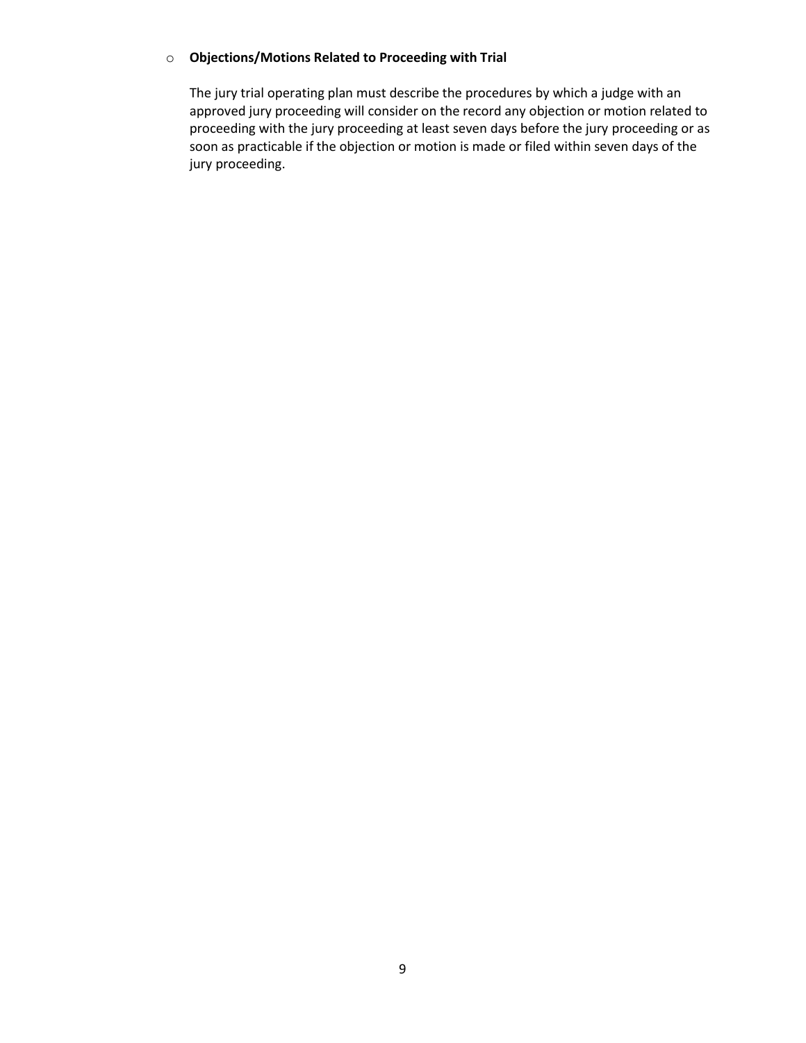- **Objections/Motions Related to Proceeding with Trial**

  The jury trial operating plan must describe the procedures by which a judge with an approved jury proceeding will consider on the record any objection or motion related to proceeding with the jury proceeding at least seven days before the jury proceeding or as soon as practicable if the objection or motion is made or filed within seven days of the jury proceeding.